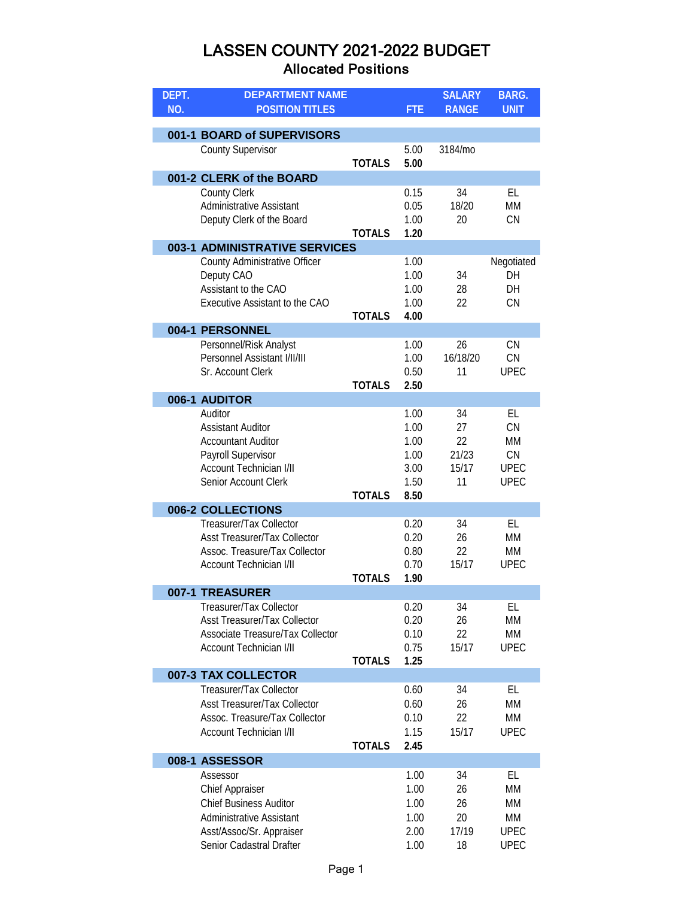# LASSEN COUNTY 2021-2022 BUDGET

## Allocated Positions

| DEPT. NO. | DEPARTMENT NAME / POSITION TITLES | FTE | SALARY RANGE | BARG. UNIT |
|---|---|---|---|---|
| **001-1** | **BOARD of SUPERVISORS** | | | |
| | County Supervisor | 5.00 | 3184/mo | |
| | **TOTALS** | **5.00** | | |
| **001-2** | **CLERK of the BOARD** | | | |
| | County Clerk | 0.15 | 34 | EL |
| | Administrative Assistant | 0.05 | 18/20 | MM |
| | Deputy Clerk of the Board | 1.00 | 20 | CN |
| | **TOTALS** | **1.20** | | |
| **003-1** | **ADMINISTRATIVE SERVICES** | | | |
| | County Administrative Officer | 1.00 | | Negotiated |
| | Deputy CAO | 1.00 | 34 | DH |
| | Assistant to the CAO | 1.00 | 28 | DH |
| | Executive Assistant to the CAO | 1.00 | 22 | CN |
| | **TOTALS** | **4.00** | | |
| **004-1** | **PERSONNEL** | | | |
| | Personnel/Risk Analyst | 1.00 | 26 | CN |
| | Personnel Assistant I/II/III | 1.00 | 16/18/20 | CN |
| | Sr. Account Clerk | 0.50 | 11 | UPEC |
| | **TOTALS** | **2.50** | | |
| **006-1** | **AUDITOR** | | | |
| | Auditor | 1.00 | 34 | EL |
| | Assistant Auditor | 1.00 | 27 | CN |
| | Accountant Auditor | 1.00 | 22 | MM |
| | Payroll Supervisor | 1.00 | 21/23 | CN |
| | Account Technician I/II | 3.00 | 15/17 | UPEC |
| | Senior Account Clerk | 1.50 | 11 | UPEC |
| | **TOTALS** | **8.50** | | |
| **006-2** | **COLLECTIONS** | | | |
| | Treasurer/Tax Collector | 0.20 | 34 | EL |
| | Asst Treasurer/Tax Collector | 0.20 | 26 | MM |
| | Assoc. Treasure/Tax Collector | 0.80 | 22 | MM |
| | Account Technician I/II | 0.70 | 15/17 | UPEC |
| | **TOTALS** | **1.90** | | |
| **007-1** | **TREASURER** | | | |
| | Treasurer/Tax Collector | 0.20 | 34 | EL |
| | Asst Treasurer/Tax Collector | 0.20 | 26 | MM |
| | Associate Treasure/Tax Collector | 0.10 | 22 | MM |
| | Account Technician I/II | 0.75 | 15/17 | UPEC |
| | **TOTALS** | **1.25** | | |
| **007-3** | **TAX COLLECTOR** | | | |
| | Treasurer/Tax Collector | 0.60 | 34 | EL |
| | Asst Treasurer/Tax Collector | 0.60 | 26 | MM |
| | Assoc. Treasure/Tax Collector | 0.10 | 22 | MM |
| | Account Technician I/II | 1.15 | 15/17 | UPEC |
| | **TOTALS** | **2.45** | | |
| **008-1** | **ASSESSOR** | | | |
| | Assessor | 1.00 | 34 | EL |
| | Chief Appraiser | 1.00 | 26 | MM |
| | Chief Business Auditor | 1.00 | 26 | MM |
| | Administrative Assistant | 1.00 | 20 | MM |
| | Asst/Assoc/Sr. Appraiser | 2.00 | 17/19 | UPEC |
| | Senior Cadastral Drafter | 1.00 | 18 | UPEC |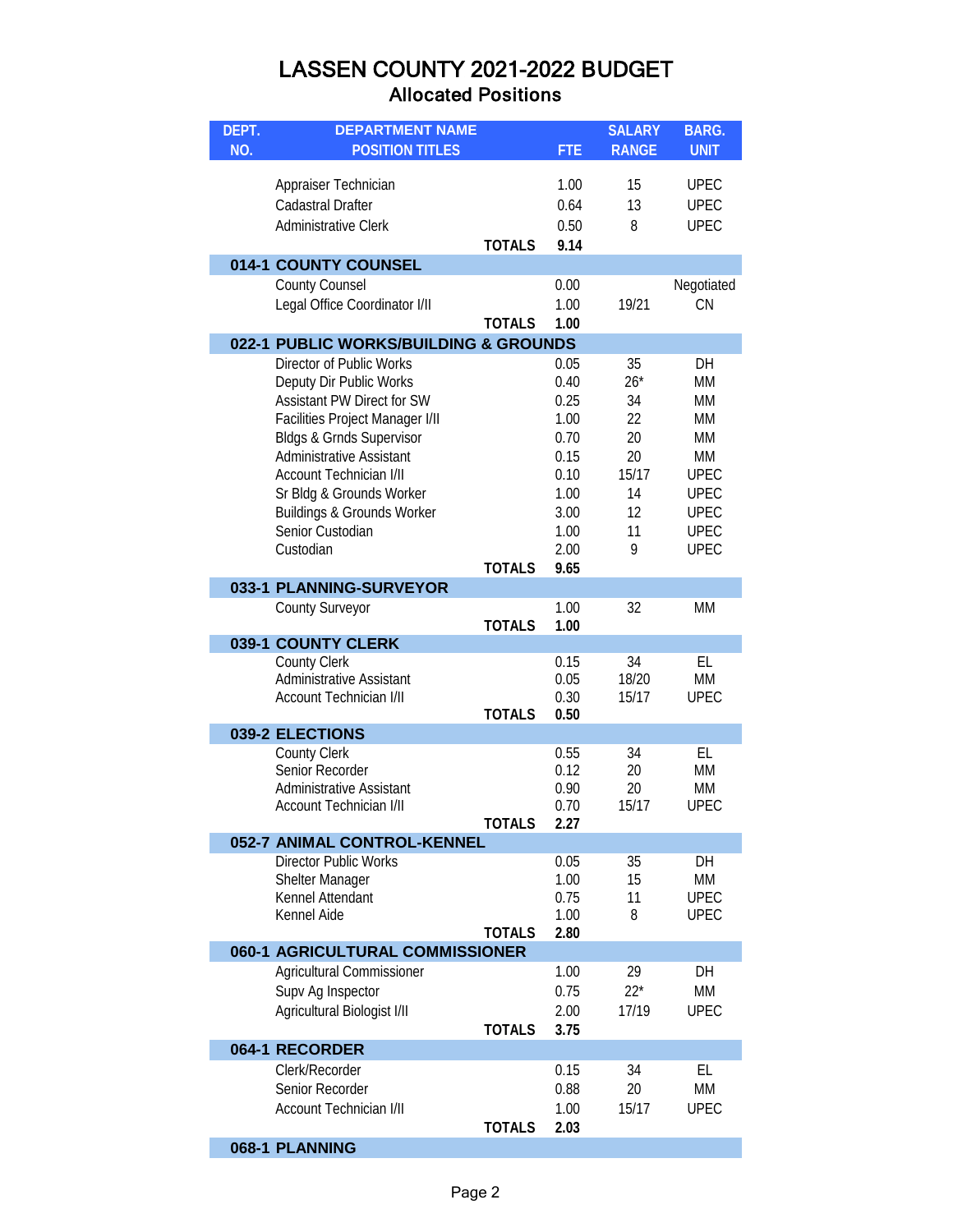# LASSEN COUNTY 2021-2022 BUDGET

## Allocated Positions

| DEPT. NO. | DEPARTMENT NAME / POSITION TITLES | | FTE | SALARY RANGE | BARG. UNIT |
|---|---|---|---|---|---|
| | Appraiser Technician | | 1.00 | 15 | UPEC |
| | Cadastral Drafter | | 0.64 | 13 | UPEC |
| | Administrative Clerk | | 0.50 | 8 | UPEC |
| | | **TOTALS** | **9.14** | | |
| **014-1** | **COUNTY COUNSEL** | | | | |
| | County Counsel | | 0.00 | | Negotiated |
| | Legal Office Coordinator I/II | | 1.00 | 19/21 | CN |
| | | **TOTALS** | **1.00** | | |
| **022-1** | **PUBLIC WORKS/BUILDING & GROUNDS** | | | | |
| | Director of Public Works | | 0.05 | 35 | DH |
| | Deputy Dir Public Works | | 0.40 | 26* | MM |
| | Assistant PW Direct for SW | | 0.25 | 34 | MM |
| | Facilities Project Manager I/II | | 1.00 | 22 | MM |
| | Bldgs & Grnds Supervisor | | 0.70 | 20 | MM |
| | Administrative Assistant | | 0.15 | 20 | MM |
| | Account Technician I/II | | 0.10 | 15/17 | UPEC |
| | Sr Bldg & Grounds Worker | | 1.00 | 14 | UPEC |
| | Buildings & Grounds Worker | | 3.00 | 12 | UPEC |
| | Senior Custodian | | 1.00 | 11 | UPEC |
| | Custodian | | 2.00 | 9 | UPEC |
| | | **TOTALS** | **9.65** | | |
| **033-1** | **PLANNING-SURVEYOR** | | | | |
| | County Surveyor | | 1.00 | 32 | MM |
| | | **TOTALS** | **1.00** | | |
| **039-1** | **COUNTY CLERK** | | | | |
| | County Clerk | | 0.15 | 34 | EL |
| | Administrative Assistant | | 0.05 | 18/20 | MM |
| | Account Technician I/II | | 0.30 | 15/17 | UPEC |
| | | **TOTALS** | **0.50** | | |
| **039-2** | **ELECTIONS** | | | | |
| | County Clerk | | 0.55 | 34 | EL |
| | Senior Recorder | | 0.12 | 20 | MM |
| | Administrative Assistant | | 0.90 | 20 | MM |
| | Account Technician I/II | | 0.70 | 15/17 | UPEC |
| | | **TOTALS** | **2.27** | | |
| **052-7** | **ANIMAL CONTROL-KENNEL** | | | | |
| | Director Public Works | | 0.05 | 35 | DH |
| | Shelter Manager | | 1.00 | 15 | MM |
| | Kennel Attendant | | 0.75 | 11 | UPEC |
| | Kennel Aide | | 1.00 | 8 | UPEC |
| | | **TOTALS** | **2.80** | | |
| **060-1** | **AGRICULTURAL COMMISSIONER** | | | | |
| | Agricultural Commissioner | | 1.00 | 29 | DH |
| | Supv Ag Inspector | | 0.75 | 22* | MM |
| | Agricultural Biologist I/II | | 2.00 | 17/19 | UPEC |
| | | **TOTALS** | **3.75** | | |
| **064-1** | **RECORDER** | | | | |
| | Clerk/Recorder | | 0.15 | 34 | EL |
| | Senior Recorder | | 0.88 | 20 | MM |
| | Account Technician I/II | | 1.00 | 15/17 | UPEC |
| | | **TOTALS** | **2.03** | | |
| **068-1** | **PLANNING** | | | | |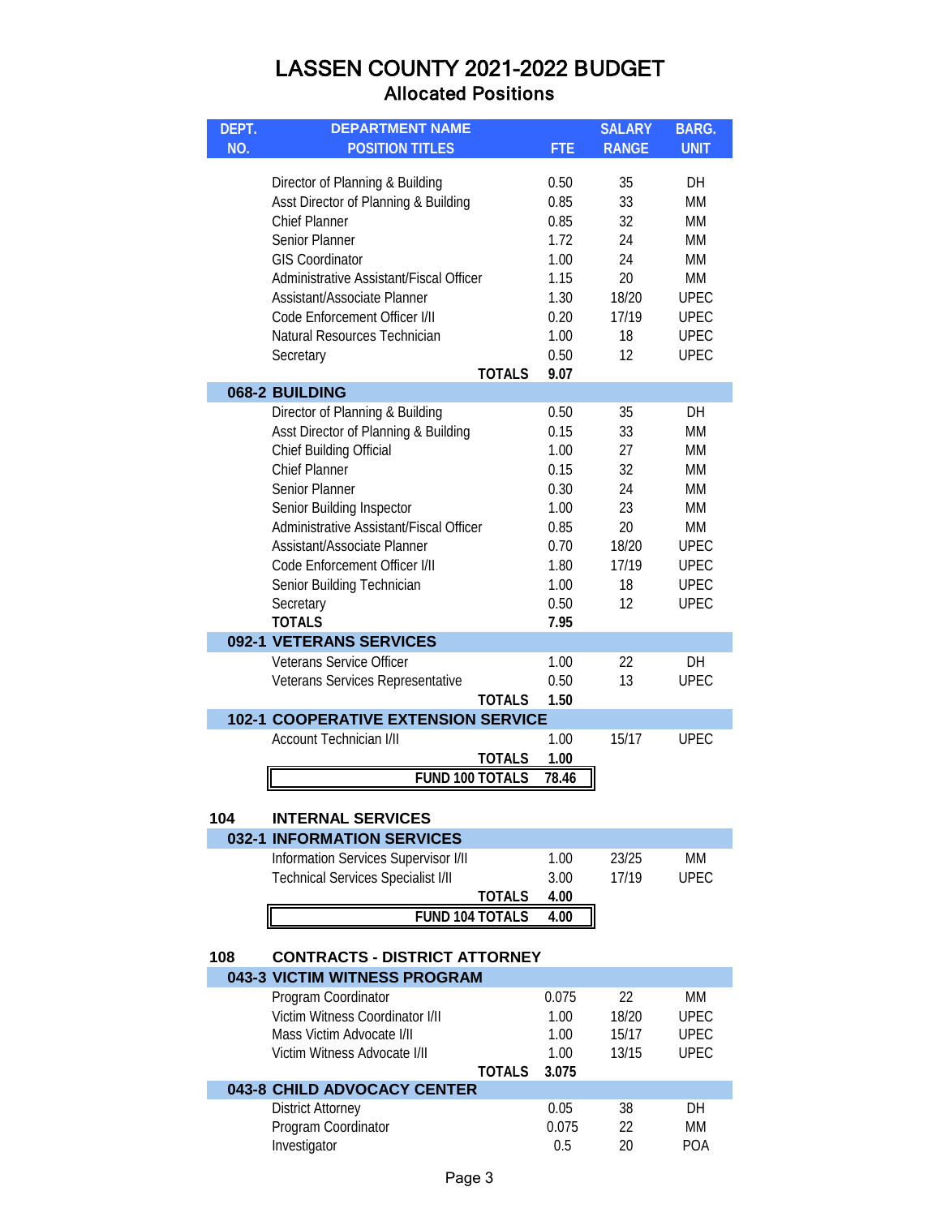# LASSEN COUNTY 2021-2022 BUDGET

## Allocated Positions

| DEPT. NO. | DEPARTMENT NAME / POSITION TITLES | FTE | SALARY RANGE | BARG. UNIT |
|---|---|---|---|---|
| | Director of Planning & Building | 0.50 | 35 | DH |
| | Asst Director of Planning & Building | 0.85 | 33 | MM |
| | Chief Planner | 0.85 | 32 | MM |
| | Senior Planner | 1.72 | 24 | MM |
| | GIS Coordinator | 1.00 | 24 | MM |
| | Administrative Assistant/Fiscal Officer | 1.15 | 20 | MM |
| | Assistant/Associate Planner | 1.30 | 18/20 | UPEC |
| | Code Enforcement Officer I/II | 0.20 | 17/19 | UPEC |
| | Natural Resources Technician | 1.00 | 18 | UPEC |
| | Secretary | 0.50 | 12 | UPEC |
| | **TOTALS** | **9.07** | | |
| **068-2** | **BUILDING** | | | |
| | Director of Planning & Building | 0.50 | 35 | DH |
| | Asst Director of Planning & Building | 0.15 | 33 | MM |
| | Chief Building Official | 1.00 | 27 | MM |
| | Chief Planner | 0.15 | 32 | MM |
| | Senior Planner | 0.30 | 24 | MM |
| | Senior Building Inspector | 1.00 | 23 | MM |
| | Administrative Assistant/Fiscal Officer | 0.85 | 20 | MM |
| | Assistant/Associate Planner | 0.70 | 18/20 | UPEC |
| | Code Enforcement Officer I/II | 1.80 | 17/19 | UPEC |
| | Senior Building Technician | 1.00 | 18 | UPEC |
| | Secretary | 0.50 | 12 | UPEC |
| | **TOTALS** | **7.95** | | |
| **092-1** | **VETERANS SERVICES** | | | |
| | Veterans Service Officer | 1.00 | 22 | DH |
| | Veterans Services Representative | 0.50 | 13 | UPEC |
| | **TOTALS** | **1.50** | | |
| **102-1** | **COOPERATIVE EXTENSION SERVICE** | | | |
| | Account Technician I/II | 1.00 | 15/17 | UPEC |
| | **TOTALS** | **1.00** | | |
| | **FUND 100 TOTALS** | **78.46** | | |
| **104** | **INTERNAL SERVICES** | | | |
| **032-1** | **INFORMATION SERVICES** | | | |
| | Information Services Supervisor I/II | 1.00 | 23/25 | MM |
| | Technical Services Specialist I/II | 3.00 | 17/19 | UPEC |
| | **TOTALS** | **4.00** | | |
| | **FUND 104 TOTALS** | **4.00** | | |
| **108** | **CONTRACTS - DISTRICT ATTORNEY** | | | |
| **043-3** | **VICTIM WITNESS PROGRAM** | | | |
| | Program Coordinator | 0.075 | 22 | MM |
| | Victim Witness Coordinator I/II | 1.00 | 18/20 | UPEC |
| | Mass Victim Advocate I/II | 1.00 | 15/17 | UPEC |
| | Victim Witness Advocate I/II | 1.00 | 13/15 | UPEC |
| | **TOTALS** | **3.075** | | |
| **043-8** | **CHILD ADVOCACY CENTER** | | | |
| | District Attorney | 0.05 | 38 | DH |
| | Program Coordinator | 0.075 | 22 | MM |
| | Investigator | 0.5 | 20 | POA |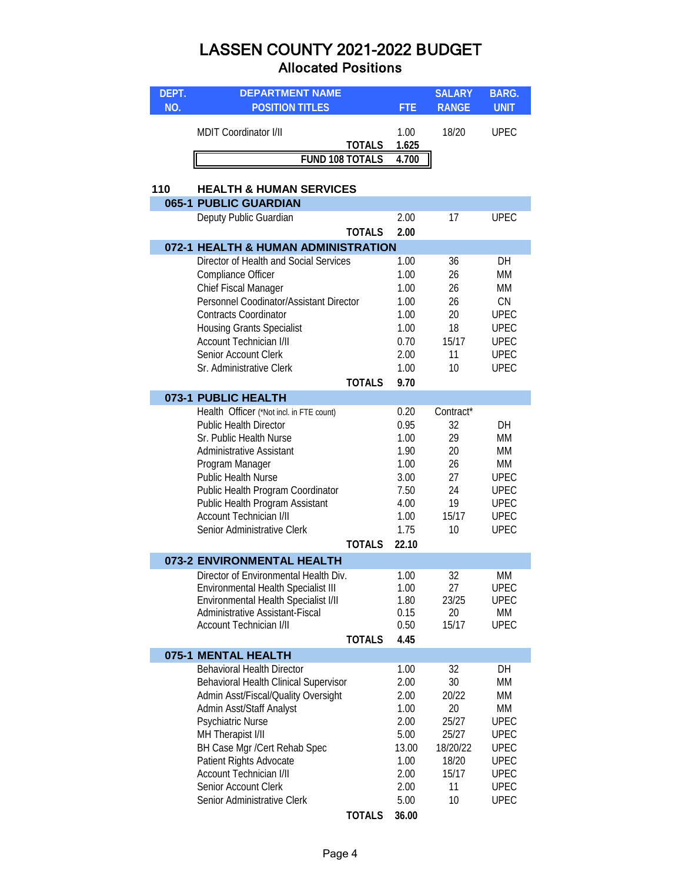# LASSEN COUNTY 2021-2022 BUDGET

## Allocated Positions

| DEPT. NO. | DEPARTMENT NAME / POSITION TITLES | FTE | SALARY RANGE | BARG. UNIT |
|---|---|---|---|---|
| | MDIT Coordinator I/II | 1.00 | 18/20 | UPEC |
| | **TOTALS** | **1.625** | | |
| | **FUND 108 TOTALS** | **4.700** | | |
| **110** | **HEALTH & HUMAN SERVICES** | | | |
| **065-1** | **PUBLIC GUARDIAN** | | | |
| | Deputy Public Guardian | 2.00 | 17 | UPEC |
| | **TOTALS** | **2.00** | | |
| **072-1** | **HEALTH & HUMAN ADMINISTRATION** | | | |
| | Director of Health and Social Services | 1.00 | 36 | DH |
| | Compliance Officer | 1.00 | 26 | MM |
| | Chief Fiscal Manager | 1.00 | 26 | MM |
| | Personnel Coodinator/Assistant Director | 1.00 | 26 | CN |
| | Contracts Coordinator | 1.00 | 20 | UPEC |
| | Housing Grants Specialist | 1.00 | 18 | UPEC |
| | Account Technician I/II | 0.70 | 15/17 | UPEC |
| | Senior Account Clerk | 2.00 | 11 | UPEC |
| | Sr. Administrative Clerk | 1.00 | 10 | UPEC |
| | **TOTALS** | **9.70** | | |
| **073-1** | **PUBLIC HEALTH** | | | |
| | Health Officer (*Not incl. in FTE count) | 0.20 | Contract* | |
| | Public Health Director | 0.95 | 32 | DH |
| | Sr. Public Health Nurse | 1.00 | 29 | MM |
| | Administrative Assistant | 1.90 | 20 | MM |
| | Program Manager | 1.00 | 26 | MM |
| | Public Health Nurse | 3.00 | 27 | UPEC |
| | Public Health Program Coordinator | 7.50 | 24 | UPEC |
| | Public Health Program Assistant | 4.00 | 19 | UPEC |
| | Account Technician I/II | 1.00 | 15/17 | UPEC |
| | Senior Administrative Clerk | 1.75 | 10 | UPEC |
| | **TOTALS** | **22.10** | | |
| **073-2** | **ENVIRONMENTAL HEALTH** | | | |
| | Director of Environmental Health Div. | 1.00 | 32 | MM |
| | Environmental Health Specialist III | 1.00 | 27 | UPEC |
| | Environmental Health Specialist I/II | 1.80 | 23/25 | UPEC |
| | Administrative Assistant-Fiscal | 0.15 | 20 | MM |
| | Account Technician I/II | 0.50 | 15/17 | UPEC |
| | **TOTALS** | **4.45** | | |
| **075-1** | **MENTAL HEALTH** | | | |
| | Behavioral Health Director | 1.00 | 32 | DH |
| | Behavioral Health Clinical Supervisor | 2.00 | 30 | MM |
| | Admin Asst/Fiscal/Quality Oversight | 2.00 | 20/22 | MM |
| | Admin Asst/Staff Analyst | 1.00 | 20 | MM |
| | Psychiatric Nurse | 2.00 | 25/27 | UPEC |
| | MH Therapist I/II | 5.00 | 25/27 | UPEC |
| | BH Case Mgr /Cert Rehab Spec | 13.00 | 18/20/22 | UPEC |
| | Patient Rights Advocate | 1.00 | 18/20 | UPEC |
| | Account Technician I/II | 2.00 | 15/17 | UPEC |
| | Senior Account Clerk | 2.00 | 11 | UPEC |
| | Senior Administrative Clerk | 5.00 | 10 | UPEC |
| | **TOTALS** | **36.00** | | |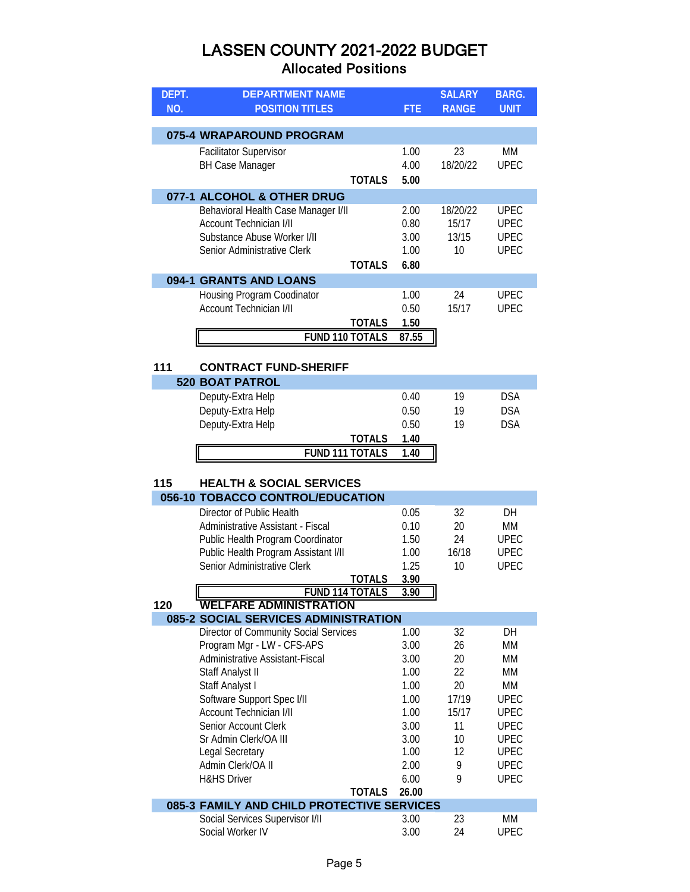# LASSEN COUNTY 2021-2022 BUDGET

## Allocated Positions

| DEPT. NO. | DEPARTMENT NAME / POSITION TITLES | FTE | SALARY RANGE | BARG. UNIT |
|---|---|---|---|---|
| **075-4** | **WRAPAROUND PROGRAM** | | | |
| | Facilitator Supervisor | 1.00 | 23 | MM |
| | BH Case Manager | 4.00 | 18/20/22 | UPEC |
| | **TOTALS** | **5.00** | | |
| **077-1** | **ALCOHOL & OTHER DRUG** | | | |
| | Behavioral Health Case Manager I/II | 2.00 | 18/20/22 | UPEC |
| | Account Technician I/II | 0.80 | 15/17 | UPEC |
| | Substance Abuse Worker I/II | 3.00 | 13/15 | UPEC |
| | Senior Administrative Clerk | 1.00 | 10 | UPEC |
| | **TOTALS** | **6.80** | | |
| **094-1** | **GRANTS AND LOANS** | | | |
| | Housing Program Coodinator | 1.00 | 24 | UPEC |
| | Account Technician I/II | 0.50 | 15/17 | UPEC |
| | **TOTALS** | **1.50** | | |
| | **FUND 110 TOTALS** | **87.55** | | |
| **111** | **CONTRACT FUND-SHERIFF** | | | |
| **520** | **BOAT PATROL** | | | |
| | Deputy-Extra Help | 0.40 | 19 | DSA |
| | Deputy-Extra Help | 0.50 | 19 | DSA |
| | Deputy-Extra Help | 0.50 | 19 | DSA |
| | **TOTALS** | **1.40** | | |
| | **FUND 111 TOTALS** | **1.40** | | |
| **115** | **HEALTH & SOCIAL SERVICES** | | | |
| **056-10** | **TOBACCO CONTROL/EDUCATION** | | | |
| | Director of Public Health | 0.05 | 32 | DH |
| | Administrative Assistant - Fiscal | 0.10 | 20 | MM |
| | Public Health Program Coordinator | 1.50 | 24 | UPEC |
| | Public Health Program Assistant I/II | 1.00 | 16/18 | UPEC |
| | Senior Administrative Clerk | 1.25 | 10 | UPEC |
| | **TOTALS** | **3.90** | | |
| | **FUND 114 TOTALS** | **3.90** | | |
| **120** | **WELFARE ADMINISTRATION** | | | |
| **085-2** | **SOCIAL SERVICES ADMINISTRATION** | | | |
| | Director of Community Social Services | 1.00 | 32 | DH |
| | Program Mgr - LW - CFS-APS | 3.00 | 26 | MM |
| | Administrative Assistant-Fiscal | 3.00 | 20 | MM |
| | Staff Analyst II | 1.00 | 22 | MM |
| | Staff Analyst I | 1.00 | 20 | MM |
| | Software Support Spec I/II | 1.00 | 17/19 | UPEC |
| | Account Technician I/II | 1.00 | 15/17 | UPEC |
| | Senior Account Clerk | 3.00 | 11 | UPEC |
| | Sr Admin Clerk/OA III | 3.00 | 10 | UPEC |
| | Legal Secretary | 1.00 | 12 | UPEC |
| | Admin Clerk/OA II | 2.00 | 9 | UPEC |
| | H&HS Driver | 6.00 | 9 | UPEC |
| | **TOTALS** | **26.00** | | |
| **085-3** | **FAMILY AND CHILD PROTECTIVE SERVICES** | | | |
| | Social Services Supervisor I/II | 3.00 | 23 | MM |
| | Social Worker IV | 3.00 | 24 | UPEC |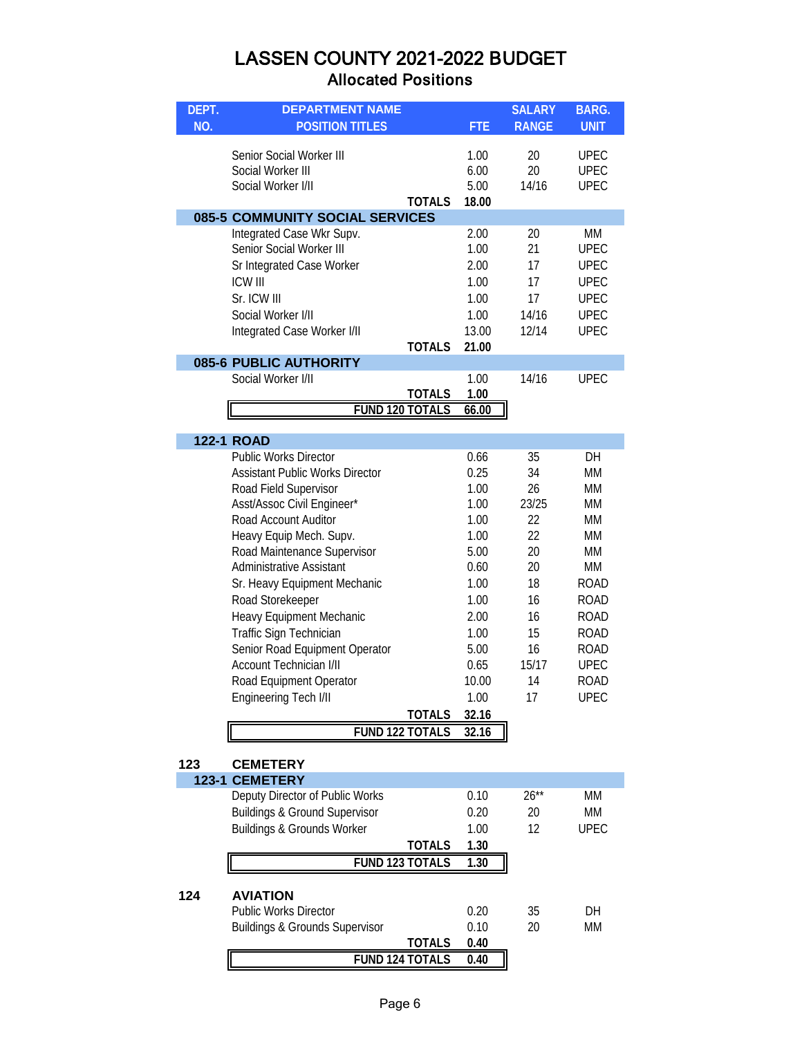# LASSEN COUNTY 2021-2022 BUDGET

## Allocated Positions

| DEPT. NO. | DEPARTMENT NAME / POSITION TITLES | FTE | SALARY RANGE | BARG. UNIT |
|---|---|---|---|---|
| | Senior Social Worker III | 1.00 | 20 | UPEC |
| | Social Worker III | 6.00 | 20 | UPEC |
| | Social Worker I/II | 5.00 | 14/16 | UPEC |
| | **TOTALS** | **18.00** | | |
| **085-5** | **COMMUNITY SOCIAL SERVICES** | | | |
| | Integrated Case Wkr Supv. | 2.00 | 20 | MM |
| | Senior Social Worker III | 1.00 | 21 | UPEC |
| | Sr Integrated Case Worker | 2.00 | 17 | UPEC |
| | ICW III | 1.00 | 17 | UPEC |
| | Sr. ICW III | 1.00 | 17 | UPEC |
| | Social Worker I/II | 1.00 | 14/16 | UPEC |
| | Integrated Case Worker I/II | 13.00 | 12/14 | UPEC |
| | **TOTALS** | **21.00** | | |
| **085-6** | **PUBLIC AUTHORITY** | | | |
| | Social Worker I/II | 1.00 | 14/16 | UPEC |
| | **TOTALS** | **1.00** | | |
| | **FUND 120 TOTALS** | **66.00** | | |
| **122-1** | **ROAD** | | | |
| | Public Works Director | 0.66 | 35 | DH |
| | Assistant Public Works Director | 0.25 | 34 | MM |
| | Road Field Supervisor | 1.00 | 26 | MM |
| | Asst/Assoc Civil Engineer* | 1.00 | 23/25 | MM |
| | Road Account Auditor | 1.00 | 22 | MM |
| | Heavy Equip Mech. Supv. | 1.00 | 22 | MM |
| | Road Maintenance Supervisor | 5.00 | 20 | MM |
| | Administrative Assistant | 0.60 | 20 | MM |
| | Sr. Heavy Equipment Mechanic | 1.00 | 18 | ROAD |
| | Road Storekeeper | 1.00 | 16 | ROAD |
| | Heavy Equipment Mechanic | 2.00 | 16 | ROAD |
| | Traffic Sign Technician | 1.00 | 15 | ROAD |
| | Senior Road Equipment Operator | 5.00 | 16 | ROAD |
| | Account Technician I/II | 0.65 | 15/17 | UPEC |
| | Road Equipment Operator | 10.00 | 14 | ROAD |
| | Engineering Tech I/II | 1.00 | 17 | UPEC |
| | **TOTALS** | **32.16** | | |
| | **FUND 122 TOTALS** | **32.16** | | |
| **123** | **CEMETERY** | | | |
| **123-1** | **CEMETERY** | | | |
| | Deputy Director of Public Works | 0.10 | 26** | MM |
| | Buildings & Ground Supervisor | 0.20 | 20 | MM |
| | Buildings & Grounds Worker | 1.00 | 12 | UPEC |
| | **TOTALS** | **1.30** | | |
| | **FUND 123 TOTALS** | **1.30** | | |
| **124** | **AVIATION** | | | |
| | Public Works Director | 0.20 | 35 | DH |
| | Buildings & Grounds Supervisor | 0.10 | 20 | MM |
| | **TOTALS** | **0.40** | | |
| | **FUND 124 TOTALS** | **0.40** | | |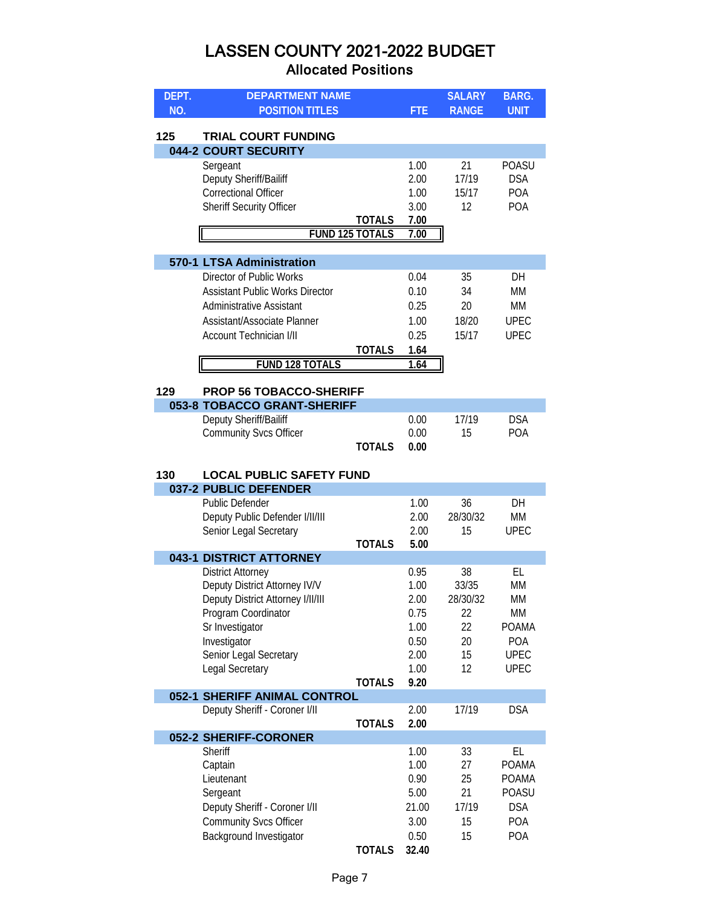# LASSEN COUNTY 2021-2022 BUDGET

## Allocated Positions

| DEPT. NO. | DEPARTMENT NAME / POSITION TITLES | FTE | SALARY RANGE | BARG. UNIT |
|---|---|---|---|---|
| **125** | **TRIAL COURT FUNDING** | | | |
| **044-2** | **COURT SECURITY** | | | |
| | Sergeant | 1.00 | 21 | POASU |
| | Deputy Sheriff/Bailiff | 2.00 | 17/19 | DSA |
| | Correctional Officer | 1.00 | 15/17 | POA |
| | Sheriff Security Officer | 3.00 | 12 | POA |
| | **TOTALS** | **7.00** | | |
| | **FUND 125 TOTALS** | **7.00** | | |
| **570-1** | **LTSA Administration** | | | |
| | Director of Public Works | 0.04 | 35 | DH |
| | Assistant Public Works Director | 0.10 | 34 | MM |
| | Administrative Assistant | 0.25 | 20 | MM |
| | Assistant/Associate Planner | 1.00 | 18/20 | UPEC |
| | Account Technician I/II | 0.25 | 15/17 | UPEC |
| | **TOTALS** | **1.64** | | |
| | **FUND 128 TOTALS** | **1.64** | | |
| **129** | **PROP 56 TOBACCO-SHERIFF** | | | |
| **053-8** | **TOBACCO GRANT-SHERIFF** | | | |
| | Deputy Sheriff/Bailiff | 0.00 | 17/19 | DSA |
| | Community Svcs Officer | 0.00 | 15 | POA |
| | **TOTALS** | **0.00** | | |
| **130** | **LOCAL PUBLIC SAFETY FUND** | | | |
| **037-2** | **PUBLIC DEFENDER** | | | |
| | Public Defender | 1.00 | 36 | DH |
| | Deputy Public Defender I/II/III | 2.00 | 28/30/32 | MM |
| | Senior Legal Secretary | 2.00 | 15 | UPEC |
| | **TOTALS** | **5.00** | | |
| **043-1** | **DISTRICT ATTORNEY** | | | |
| | District Attorney | 0.95 | 38 | EL |
| | Deputy District Attorney IV/V | 1.00 | 33/35 | MM |
| | Deputy District Attorney I/II/III | 2.00 | 28/30/32 | MM |
| | Program Coordinator | 0.75 | 22 | MM |
| | Sr Investigator | 1.00 | 22 | POAMA |
| | Investigator | 0.50 | 20 | POA |
| | Senior Legal Secretary | 2.00 | 15 | UPEC |
| | Legal Secretary | 1.00 | 12 | UPEC |
| | **TOTALS** | **9.20** | | |
| **052-1** | **SHERIFF ANIMAL CONTROL** | | | |
| | Deputy Sheriff - Coroner I/II | 2.00 | 17/19 | DSA |
| | **TOTALS** | **2.00** | | |
| **052-2** | **SHERIFF-CORONER** | | | |
| | Sheriff | 1.00 | 33 | EL |
| | Captain | 1.00 | 27 | POAMA |
| | Lieutenant | 0.90 | 25 | POAMA |
| | Sergeant | 5.00 | 21 | POASU |
| | Deputy Sheriff - Coroner I/II | 21.00 | 17/19 | DSA |
| | Community Svcs Officer | 3.00 | 15 | POA |
| | Background Investigator | 0.50 | 15 | POA |
| | **TOTALS** | **32.40** | | |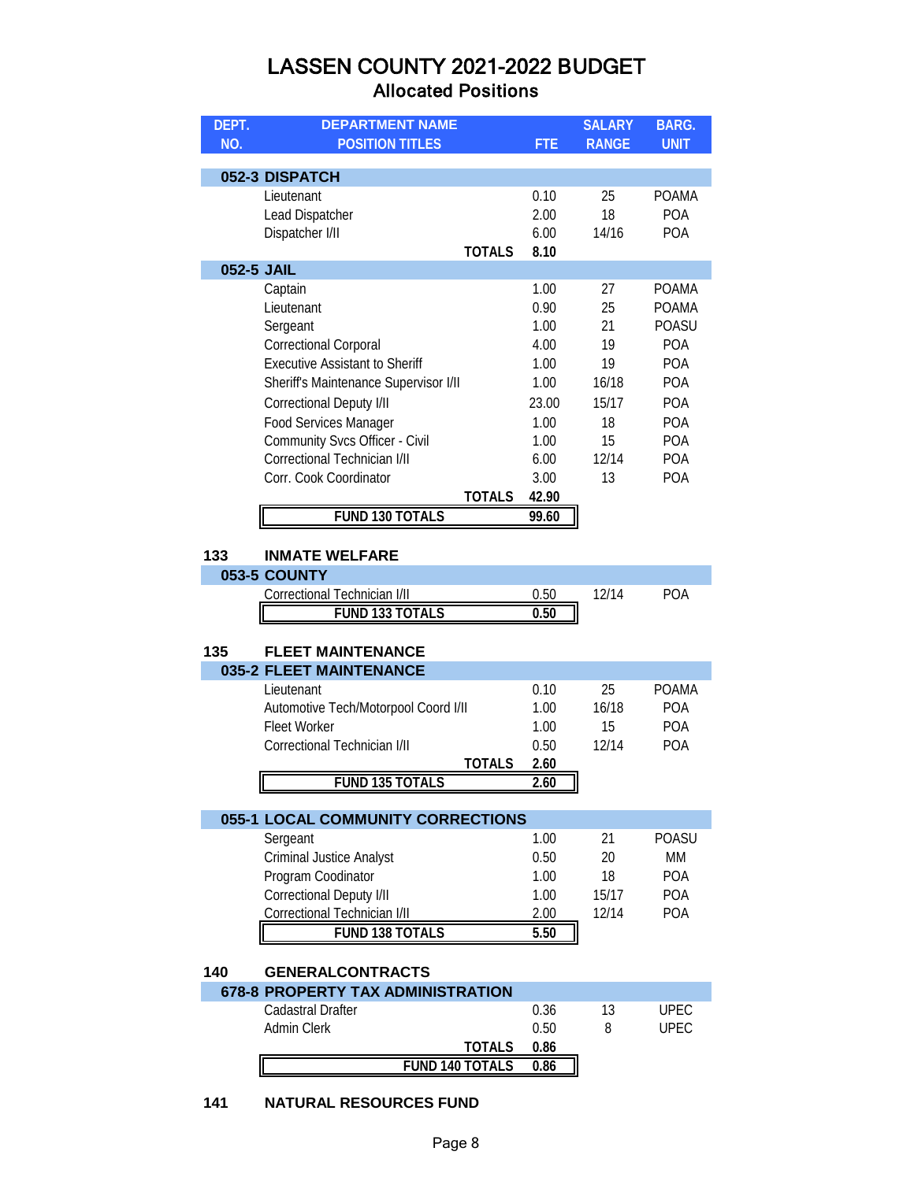# LASSEN COUNTY 2021-2022 BUDGET
## Allocated Positions

| DEPT. NO. | DEPARTMENT NAME / POSITION TITLES | FTE | SALARY RANGE | BARG. UNIT |
|---|---|---|---|---|
| **052-3** | **DISPATCH** | | | |
| | Lieutenant | 0.10 | 25 | POAMA |
| | Lead Dispatcher | 2.00 | 18 | POA |
| | Dispatcher I/II | 6.00 | 14/16 | POA |
| | **TOTALS** | **8.10** | | |
| **052-5** | **JAIL** | | | |
| | Captain | 1.00 | 27 | POAMA |
| | Lieutenant | 0.90 | 25 | POAMA |
| | Sergeant | 1.00 | 21 | POASU |
| | Correctional Corporal | 4.00 | 19 | POA |
| | Executive Assistant to Sheriff | 1.00 | 19 | POA |
| | Sheriff's Maintenance Supervisor I/II | 1.00 | 16/18 | POA |
| | Correctional Deputy I/II | 23.00 | 15/17 | POA |
| | Food Services Manager | 1.00 | 18 | POA |
| | Community Svcs Officer - Civil | 1.00 | 15 | POA |
| | Correctional Technician I/II | 6.00 | 12/14 | POA |
| | Corr. Cook Coordinator | 3.00 | 13 | POA |
| | **TOTALS** | **42.90** | | |
| | **FUND 130 TOTALS** | **99.60** | | |
| **133** | **INMATE WELFARE** | | | |
| **053-5** | **COUNTY** | | | |
| | Correctional Technician I/II | 0.50 | 12/14 | POA |
| | **FUND 133 TOTALS** | **0.50** | | |
| **135** | **FLEET MAINTENANCE** | | | |
| **035-2** | **FLEET MAINTENANCE** | | | |
| | Lieutenant | 0.10 | 25 | POAMA |
| | Automotive Tech/Motorpool Coord I/II | 1.00 | 16/18 | POA |
| | Fleet Worker | 1.00 | 15 | POA |
| | Correctional Technician I/II | 0.50 | 12/14 | POA |
| | **TOTALS** | **2.60** | | |
| | **FUND 135 TOTALS** | **2.60** | | |
| **055-1** | **LOCAL COMMUNITY CORRECTIONS** | | | |
| | Sergeant | 1.00 | 21 | POASU |
| | Criminal Justice Analyst | 0.50 | 20 | MM |
| | Program Coodinator | 1.00 | 18 | POA |
| | Correctional Deputy I/II | 1.00 | 15/17 | POA |
| | Correctional Technician I/II | 2.00 | 12/14 | POA |
| | **FUND 138 TOTALS** | **5.50** | | |
| **140** | **GENERALCONTRACTS** | | | |
| **678-8** | **PROPERTY TAX ADMINISTRATION** | | | |
| | Cadastral Drafter | 0.36 | 13 | UPEC |
| | Admin Clerk | 0.50 | 8 | UPEC |
| | **TOTALS** | **0.86** | | |
| | **FUND 140 TOTALS** | **0.86** | | |
| **141** | **NATURAL RESOURCES FUND** | | | |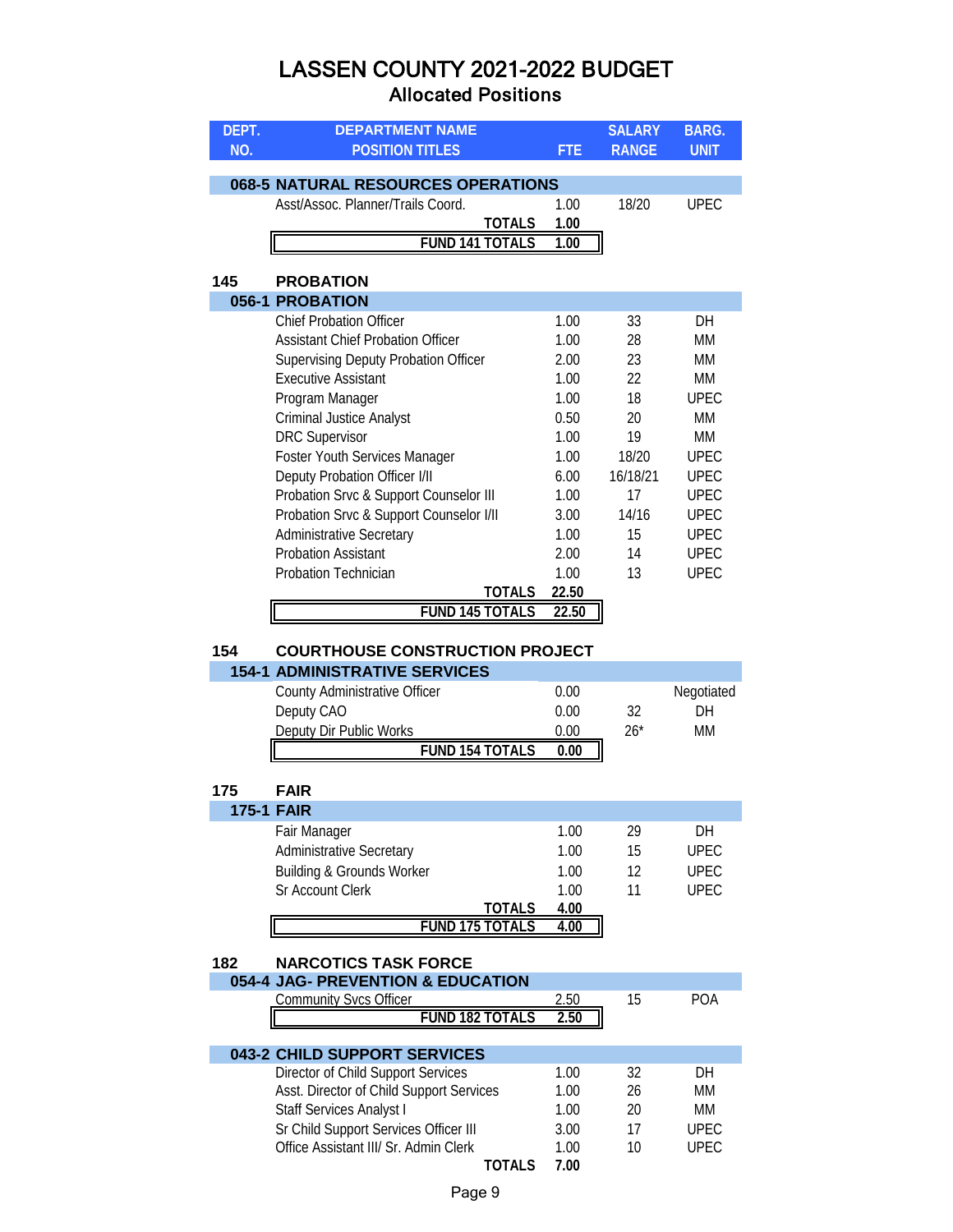# LASSEN COUNTY 2021-2022 BUDGET

## Allocated Positions

| DEPT. NO. | DEPARTMENT NAME / POSITION TITLES | FTE | SALARY RANGE | BARG. UNIT |
|---|---|---|---|---|
| **068-5** | **NATURAL RESOURCES OPERATIONS** | | | |
| | Asst/Assoc. Planner/Trails Coord. | 1.00 | 18/20 | UPEC |
| | **TOTALS** | **1.00** | | |
| | **FUND 141 TOTALS** | **1.00** | | |
| **145** | **PROBATION** | | | |
| **056-1** | **PROBATION** | | | |
| | Chief Probation Officer | 1.00 | 33 | DH |
| | Assistant Chief Probation Officer | 1.00 | 28 | MM |
| | Supervising Deputy Probation Officer | 2.00 | 23 | MM |
| | Executive Assistant | 1.00 | 22 | MM |
| | Program Manager | 1.00 | 18 | UPEC |
| | Criminal Justice Analyst | 0.50 | 20 | MM |
| | DRC Supervisor | 1.00 | 19 | MM |
| | Foster Youth Services Manager | 1.00 | 18/20 | UPEC |
| | Deputy Probation Officer I/II | 6.00 | 16/18/21 | UPEC |
| | Probation Srvc & Support Counselor III | 1.00 | 17 | UPEC |
| | Probation Srvc & Support Counselor I/II | 3.00 | 14/16 | UPEC |
| | Administrative Secretary | 1.00 | 15 | UPEC |
| | Probation Assistant | 2.00 | 14 | UPEC |
| | Probation Technician | 1.00 | 13 | UPEC |
| | **TOTALS** | **22.50** | | |
| | **FUND 145 TOTALS** | **22.50** | | |
| **154** | **COURTHOUSE CONSTRUCTION PROJECT** | | | |
| **154-1** | **ADMINISTRATIVE SERVICES** | | | |
| | County Administrative Officer | 0.00 | | Negotiated |
| | Deputy CAO | 0.00 | 32 | DH |
| | Deputy Dir Public Works | 0.00 | 26* | MM |
| | **FUND 154 TOTALS** | **0.00** | | |
| **175** | **FAIR** | | | |
| **175-1** | **FAIR** | | | |
| | Fair Manager | 1.00 | 29 | DH |
| | Administrative Secretary | 1.00 | 15 | UPEC |
| | Building & Grounds Worker | 1.00 | 12 | UPEC |
| | Sr Account Clerk | 1.00 | 11 | UPEC |
| | **TOTALS** | **4.00** | | |
| | **FUND 175 TOTALS** | **4.00** | | |
| **182** | **NARCOTICS TASK FORCE** | | | |
| **054-4** | **JAG- PREVENTION & EDUCATION** | | | |
| | Community Svcs Officer | 2.50 | 15 | POA |
| | **FUND 182 TOTALS** | **2.50** | | |
| **043-2** | **CHILD SUPPORT SERVICES** | | | |
| | Director of Child Support Services | 1.00 | 32 | DH |
| | Asst. Director of Child Support Services | 1.00 | 26 | MM |
| | Staff Services Analyst I | 1.00 | 20 | MM |
| | Sr Child Support Services Officer III | 3.00 | 17 | UPEC |
| | Office Assistant III/ Sr. Admin Clerk | 1.00 | 10 | UPEC |
| | **TOTALS** | **7.00** | | |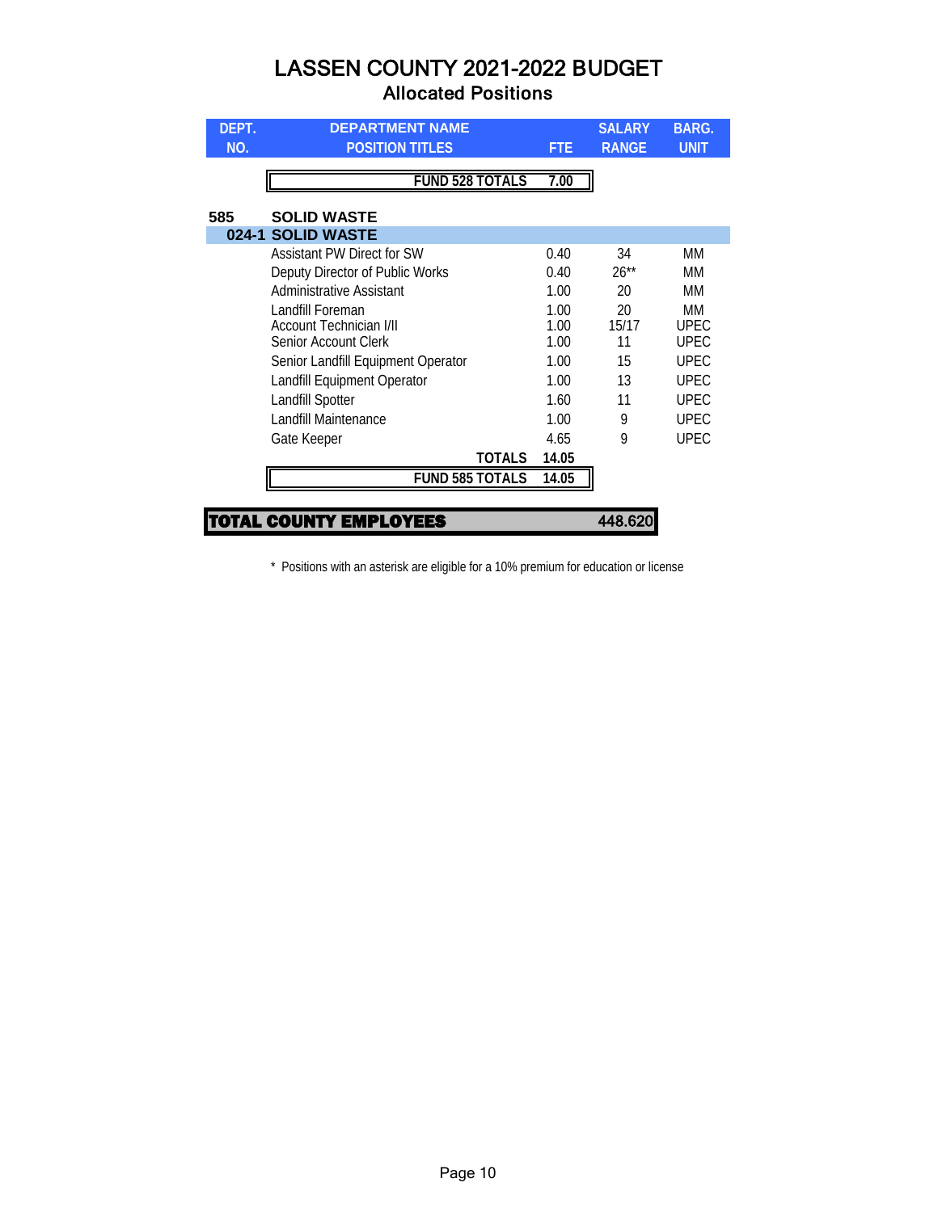# LASSEN COUNTY 2021-2022 BUDGET

## Allocated Positions

| DEPT. NO. | DEPARTMENT NAME / POSITION TITLES | FTE | SALARY RANGE | BARG. UNIT |
|---|---|---|---|---|
| | **FUND 528 TOTALS** | **7.00** | | |
| **585** | **SOLID WASTE** | | | |
| **024-1** | **SOLID WASTE** | | | |
| | Assistant PW Direct for SW | 0.40 | 34 | MM |
| | Deputy Director of Public Works | 0.40 | 26** | MM |
| | Administrative Assistant | 1.00 | 20 | MM |
| | Landfill Foreman | 1.00 | 20 | MM |
| | Account Technician I/II | 1.00 | 15/17 | UPEC |
| | Senior Account Clerk | 1.00 | 11 | UPEC |
| | Senior Landfill Equipment Operator | 1.00 | 15 | UPEC |
| | Landfill Equipment Operator | 1.00 | 13 | UPEC |
| | Landfill Spotter | 1.60 | 11 | UPEC |
| | Landfill Maintenance | 1.00 | 9 | UPEC |
| | Gate Keeper | 4.65 | 9 | UPEC |
| | **TOTALS** | **14.05** | | |
| | **FUND 585 TOTALS** | **14.05** | | |

| **TOTAL COUNTY EMPLOYEES** | **448.620** |
|---|---|

\* Positions with an asterisk are eligible for a 10% premium for education or license